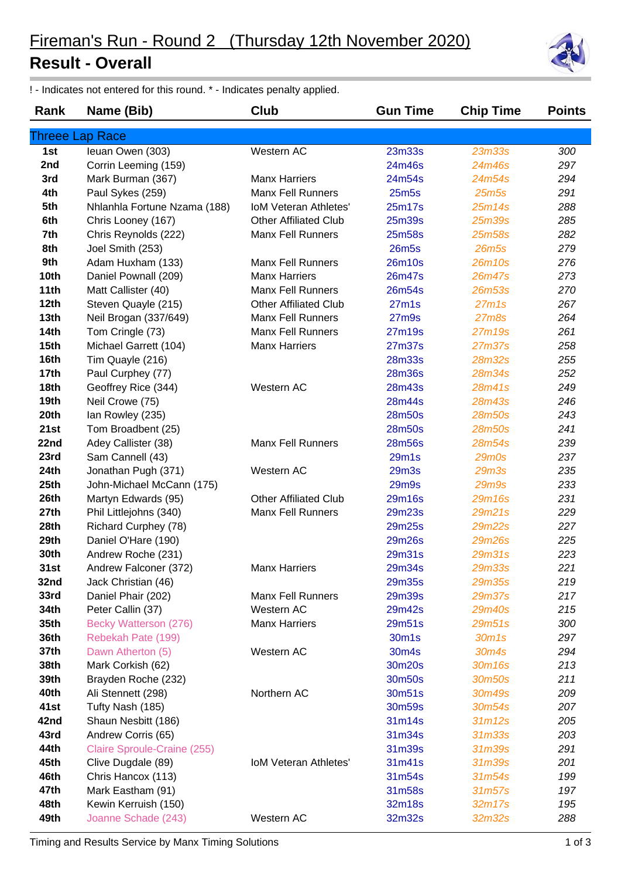# Fireman's Run - Round 2 (Thursday 12th November 2020)

## Result - Overall

! - Indicates not entered for this round. * - Indicates penalty applied.

| Rank | Name (Bib) | Club | Gun Time | Chip Time | Points |
|---|---|---|---|---|---|
| **Threee Lap Race** | | | | | |
| 1st | Ieuan Owen (303) | Western AC | 23m33s | 23m33s | 300 |
| 2nd | Corrin Leeming (159) | | 24m46s | 24m46s | 297 |
| 3rd | Mark Burman (367) | Manx Harriers | 24m54s | 24m54s | 294 |
| 4th | Paul Sykes (259) | Manx Fell Runners | 25m5s | 25m5s | 291 |
| 5th | Nhlanhla Fortune Nzama (188) | IoM Veteran Athletes' | 25m17s | 25m14s | 288 |
| 6th | Chris Looney (167) | Other Affiliated Club | 25m39s | 25m39s | 285 |
| 7th | Chris Reynolds (222) | Manx Fell Runners | 25m58s | 25m58s | 282 |
| 8th | Joel Smith (253) | | 26m5s | 26m5s | 279 |
| 9th | Adam Huxham (133) | Manx Fell Runners | 26m10s | 26m10s | 276 |
| 10th | Daniel Pownall (209) | Manx Harriers | 26m47s | 26m47s | 273 |
| 11th | Matt Callister (40) | Manx Fell Runners | 26m54s | 26m53s | 270 |
| 12th | Steven Quayle (215) | Other Affiliated Club | 27m1s | 27m1s | 267 |
| 13th | Neil Brogan (337/649) | Manx Fell Runners | 27m9s | 27m8s | 264 |
| 14th | Tom Cringle (73) | Manx Fell Runners | 27m19s | 27m19s | 261 |
| 15th | Michael Garrett (104) | Manx Harriers | 27m37s | 27m37s | 258 |
| 16th | Tim Quayle (216) | | 28m33s | 28m32s | 255 |
| 17th | Paul Curphey (77) | | 28m36s | 28m34s | 252 |
| 18th | Geoffrey Rice (344) | Western AC | 28m43s | 28m41s | 249 |
| 19th | Neil Crowe (75) | | 28m44s | 28m43s | 246 |
| 20th | Ian Rowley (235) | | 28m50s | 28m50s | 243 |
| 21st | Tom Broadbent (25) | | 28m50s | 28m50s | 241 |
| 22nd | Adey Callister (38) | Manx Fell Runners | 28m56s | 28m54s | 239 |
| 23rd | Sam Cannell (43) | | 29m1s | 29m0s | 237 |
| 24th | Jonathan Pugh (371) | Western AC | 29m3s | 29m3s | 235 |
| 25th | John-Michael McCann (175) | | 29m9s | 29m9s | 233 |
| 26th | Martyn Edwards (95) | Other Affiliated Club | 29m16s | 29m16s | 231 |
| 27th | Phil Littlejohns (340) | Manx Fell Runners | 29m23s | 29m21s | 229 |
| 28th | Richard Curphey (78) | | 29m25s | 29m22s | 227 |
| 29th | Daniel O'Hare (190) | | 29m26s | 29m26s | 225 |
| 30th | Andrew Roche (231) | | 29m31s | 29m31s | 223 |
| 31st | Andrew Falconer (372) | Manx Harriers | 29m34s | 29m33s | 221 |
| 32nd | Jack Christian (46) | | 29m35s | 29m35s | 219 |
| 33rd | Daniel Phair (202) | Manx Fell Runners | 29m39s | 29m37s | 217 |
| 34th | Peter Callin (37) | Western AC | 29m42s | 29m40s | 215 |
| 35th | Becky Watterson (276) | Manx Harriers | 29m51s | 29m51s | 300 |
| 36th | Rebekah Pate (199) | | 30m1s | 30m1s | 297 |
| 37th | Dawn Atherton (5) | Western AC | 30m4s | 30m4s | 294 |
| 38th | Mark Corkish (62) | | 30m20s | 30m16s | 213 |
| 39th | Brayden Roche (232) | | 30m50s | 30m50s | 211 |
| 40th | Ali Stennett (298) | Northern AC | 30m51s | 30m49s | 209 |
| 41st | Tufty Nash (185) | | 30m59s | 30m54s | 207 |
| 42nd | Shaun Nesbitt (186) | | 31m14s | 31m12s | 205 |
| 43rd | Andrew Corris (65) | | 31m34s | 31m33s | 203 |
| 44th | Claire Sproule-Craine (255) | | 31m39s | 31m39s | 291 |
| 45th | Clive Dugdale (89) | IoM Veteran Athletes' | 31m41s | 31m39s | 201 |
| 46th | Chris Hancox (113) | | 31m54s | 31m54s | 199 |
| 47th | Mark Eastham (91) | | 31m58s | 31m57s | 197 |
| 48th | Kewin Kerruish (150) | | 32m18s | 32m17s | 195 |
| 49th | Joanne Schade (243) | Western AC | 32m32s | 32m32s | 288 |

Timing and Results Service by Manx Timing Solutions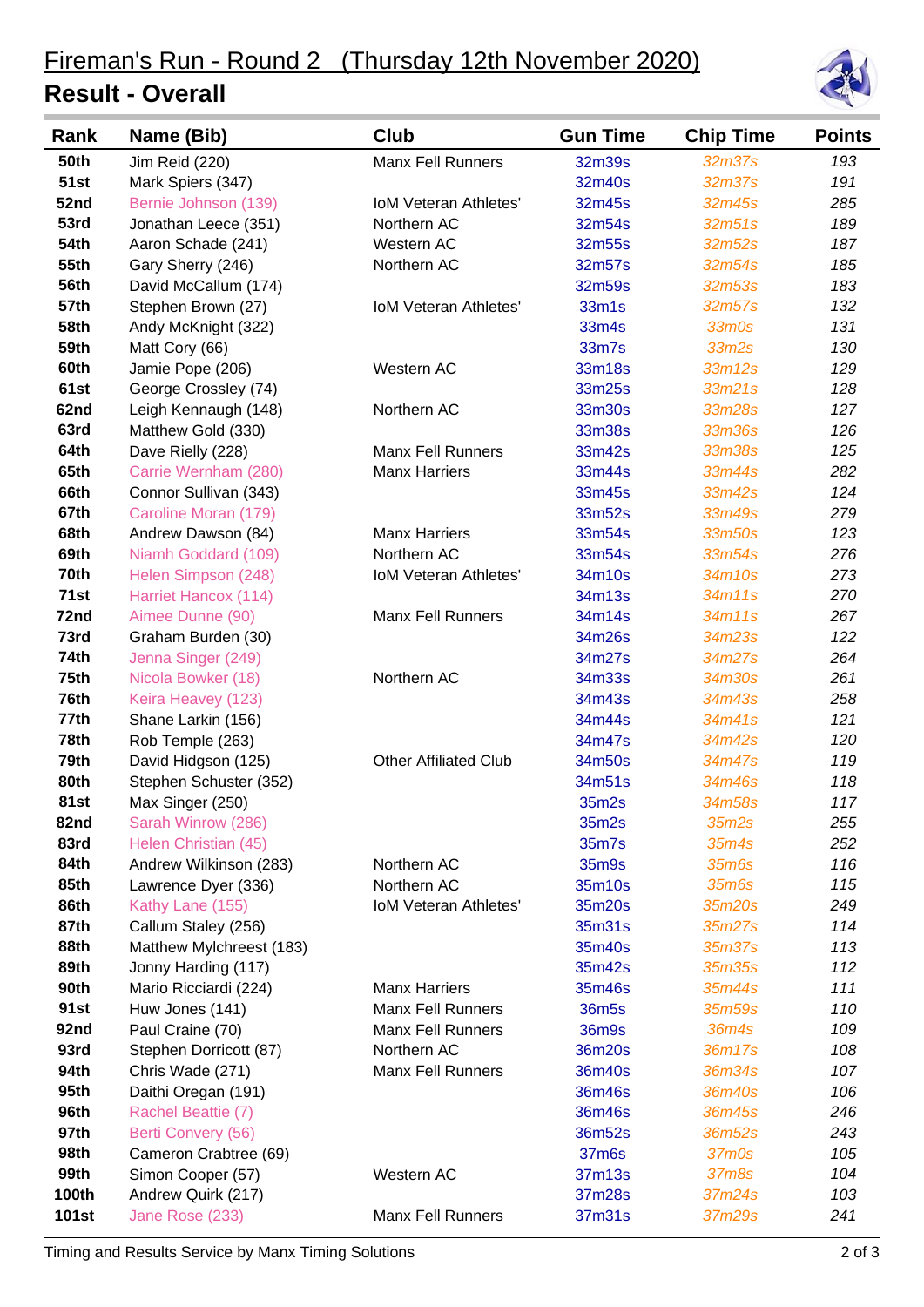# Fireman's Run - Round 2 (Thursday 12th November 2020)

## Result - Overall

| Rank | Name (Bib) | Club | Gun Time | Chip Time | Points |
|---|---|---|---|---|---|
| 50th | Jim Reid (220) | Manx Fell Runners | 32m39s | 32m37s | 193 |
| 51st | Mark Spiers (347) | | 32m40s | 32m37s | 191 |
| 52nd | Bernie Johnson (139) | IoM Veteran Athletes' | 32m45s | 32m45s | 285 |
| 53rd | Jonathan Leece (351) | Northern AC | 32m54s | 32m51s | 189 |
| 54th | Aaron Schade (241) | Western AC | 32m55s | 32m52s | 187 |
| 55th | Gary Sherry (246) | Northern AC | 32m57s | 32m54s | 185 |
| 56th | David McCallum (174) | | 32m59s | 32m53s | 183 |
| 57th | Stephen Brown (27) | IoM Veteran Athletes' | 33m1s | 32m57s | 132 |
| 58th | Andy McKnight (322) | | 33m4s | 33m0s | 131 |
| 59th | Matt Cory (66) | | 33m7s | 33m2s | 130 |
| 60th | Jamie Pope (206) | Western AC | 33m18s | 33m12s | 129 |
| 61st | George Crossley (74) | | 33m25s | 33m21s | 128 |
| 62nd | Leigh Kennaugh (148) | Northern AC | 33m30s | 33m28s | 127 |
| 63rd | Matthew Gold (330) | | 33m38s | 33m36s | 126 |
| 64th | Dave Rielly (228) | Manx Fell Runners | 33m42s | 33m38s | 125 |
| 65th | Carrie Wernham (280) | Manx Harriers | 33m44s | 33m44s | 282 |
| 66th | Connor Sullivan (343) | | 33m45s | 33m42s | 124 |
| 67th | Caroline Moran (179) | | 33m52s | 33m49s | 279 |
| 68th | Andrew Dawson (84) | Manx Harriers | 33m54s | 33m50s | 123 |
| 69th | Niamh Goddard (109) | Northern AC | 33m54s | 33m54s | 276 |
| 70th | Helen Simpson (248) | IoM Veteran Athletes' | 34m10s | 34m10s | 273 |
| 71st | Harriet Hancox (114) | | 34m13s | 34m11s | 270 |
| 72nd | Aimee Dunne (90) | Manx Fell Runners | 34m14s | 34m11s | 267 |
| 73rd | Graham Burden (30) | | 34m26s | 34m23s | 122 |
| 74th | Jenna Singer (249) | | 34m27s | 34m27s | 264 |
| 75th | Nicola Bowker (18) | Northern AC | 34m33s | 34m30s | 261 |
| 76th | Keira Heavey (123) | | 34m43s | 34m43s | 258 |
| 77th | Shane Larkin (156) | | 34m44s | 34m41s | 121 |
| 78th | Rob Temple (263) | | 34m47s | 34m42s | 120 |
| 79th | David Hidgson (125) | Other Affiliated Club | 34m50s | 34m47s | 119 |
| 80th | Stephen Schuster (352) | | 34m51s | 34m46s | 118 |
| 81st | Max Singer (250) | | 35m2s | 34m58s | 117 |
| 82nd | Sarah Winrow (286) | | 35m2s | 35m2s | 255 |
| 83rd | Helen Christian (45) | | 35m7s | 35m4s | 252 |
| 84th | Andrew Wilkinson (283) | Northern AC | 35m9s | 35m6s | 116 |
| 85th | Lawrence Dyer (336) | Northern AC | 35m10s | 35m6s | 115 |
| 86th | Kathy Lane (155) | IoM Veteran Athletes' | 35m20s | 35m20s | 249 |
| 87th | Callum Staley (256) | | 35m31s | 35m27s | 114 |
| 88th | Matthew Mylchreest (183) | | 35m40s | 35m37s | 113 |
| 89th | Jonny Harding (117) | | 35m42s | 35m35s | 112 |
| 90th | Mario Ricciardi (224) | Manx Harriers | 35m46s | 35m44s | 111 |
| 91st | Huw Jones (141) | Manx Fell Runners | 36m5s | 35m59s | 110 |
| 92nd | Paul Craine (70) | Manx Fell Runners | 36m9s | 36m4s | 109 |
| 93rd | Stephen Dorricott (87) | Northern AC | 36m20s | 36m17s | 108 |
| 94th | Chris Wade (271) | Manx Fell Runners | 36m40s | 36m34s | 107 |
| 95th | Daithi Oregan (191) | | 36m46s | 36m40s | 106 |
| 96th | Rachel Beattie (7) | | 36m46s | 36m45s | 246 |
| 97th | Berti Convery (56) | | 36m52s | 36m52s | 243 |
| 98th | Cameron Crabtree (69) | | 37m6s | 37m0s | 105 |
| 99th | Simon Cooper (57) | Western AC | 37m13s | 37m8s | 104 |
| 100th | Andrew Quirk (217) | | 37m28s | 37m24s | 103 |
| 101st | Jane Rose (233) | Manx Fell Runners | 37m31s | 37m29s | 241 |

Timing and Results Service by Manx Timing Solutions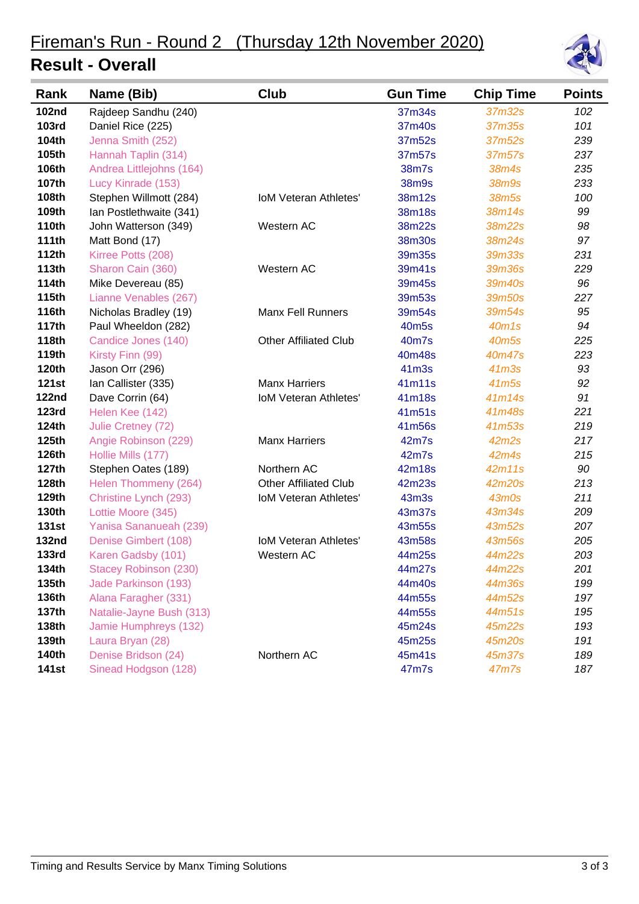# Fireman's Run - Round 2 (Thursday 12th November 2020)

## Result - Overall

| Rank | Name (Bib) | Club | Gun Time | Chip Time | Points |
|---|---|---|---|---|---|
| 102nd | Rajdeep Sandhu (240) | | 37m34s | *37m32s* | *102* |
| 103rd | Daniel Rice (225) | | 37m40s | *37m35s* | *101* |
| 104th | Jenna Smith (252) | | 37m52s | *37m52s* | *239* |
| 105th | Hannah Taplin (314) | | 37m57s | *37m57s* | *237* |
| 106th | Andrea Littlejohns (164) | | 38m7s | *38m4s* | *235* |
| 107th | Lucy Kinrade (153) | | 38m9s | *38m9s* | *233* |
| 108th | Stephen Willmott (284) | IoM Veteran Athletes' | 38m12s | *38m5s* | *100* |
| 109th | Ian Postlethwaite (341) | | 38m18s | *38m14s* | *99* |
| 110th | John Watterson (349) | Western AC | 38m22s | *38m22s* | *98* |
| 111th | Matt Bond (17) | | 38m30s | *38m24s* | *97* |
| 112th | Kirree Potts (208) | | 39m35s | *39m33s* | *231* |
| 113th | Sharon Cain (360) | Western AC | 39m41s | *39m36s* | *229* |
| 114th | Mike Devereau (85) | | 39m45s | *39m40s* | *96* |
| 115th | Lianne Venables (267) | | 39m53s | *39m50s* | *227* |
| 116th | Nicholas Bradley (19) | Manx Fell Runners | 39m54s | *39m54s* | *95* |
| 117th | Paul Wheeldon (282) | | 40m5s | *40m1s* | *94* |
| 118th | Candice Jones (140) | Other Affiliated Club | 40m7s | *40m5s* | *225* |
| 119th | Kirsty Finn (99) | | 40m48s | *40m47s* | *223* |
| 120th | Jason Orr (296) | | 41m3s | *41m3s* | *93* |
| 121st | Ian Callister (335) | Manx Harriers | 41m11s | *41m5s* | *92* |
| 122nd | Dave Corrin (64) | IoM Veteran Athletes' | 41m18s | *41m14s* | *91* |
| 123rd | Helen Kee (142) | | 41m51s | *41m48s* | *221* |
| 124th | Julie Cretney (72) | | 41m56s | *41m53s* | *219* |
| 125th | Angie Robinson (229) | Manx Harriers | 42m7s | *42m2s* | *217* |
| 126th | Hollie Mills (177) | | 42m7s | *42m4s* | *215* |
| 127th | Stephen Oates (189) | Northern AC | 42m18s | *42m11s* | *90* |
| 128th | Helen Thommeny (264) | Other Affiliated Club | 42m23s | *42m20s* | *213* |
| 129th | Christine Lynch (293) | IoM Veteran Athletes' | 43m3s | *43m0s* | *211* |
| 130th | Lottie Moore (345) | | 43m37s | *43m34s* | *209* |
| 131st | Yanisa Sananueah (239) | | 43m55s | *43m52s* | *207* |
| 132nd | Denise Gimbert (108) | IoM Veteran Athletes' | 43m58s | *43m56s* | *205* |
| 133rd | Karen Gadsby (101) | Western AC | 44m25s | *44m22s* | *203* |
| 134th | Stacey Robinson (230) | | 44m27s | *44m22s* | *201* |
| 135th | Jade Parkinson (193) | | 44m40s | *44m36s* | *199* |
| 136th | Alana Faragher (331) | | 44m55s | *44m52s* | *197* |
| 137th | Natalie-Jayne Bush (313) | | 44m55s | *44m51s* | *195* |
| 138th | Jamie Humphreys (132) | | 45m24s | *45m22s* | *193* |
| 139th | Laura Bryan (28) | | 45m25s | *45m20s* | *191* |
| 140th | Denise Bridson (24) | Northern AC | 45m41s | *45m37s* | *189* |
| 141st | Sinead Hodgson (128) | | 47m7s | *47m7s* | *187* |

Timing and Results Service by Manx Timing Solutions